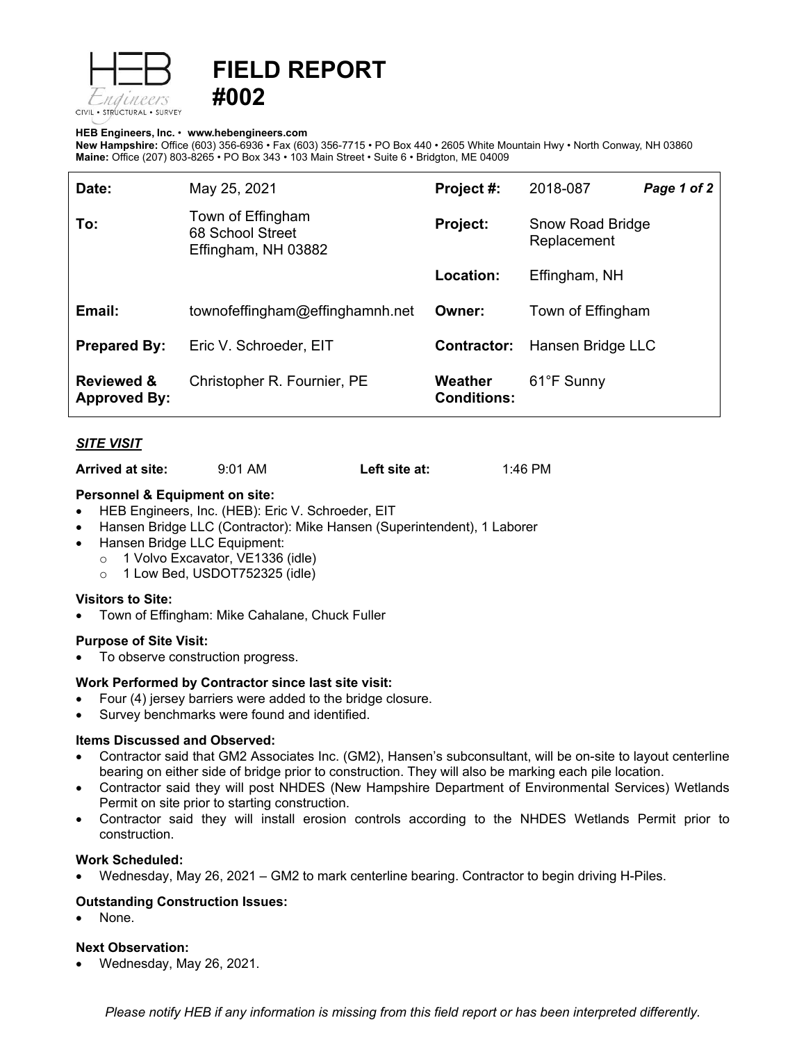# FIELD REPORT #002

**HEB Engineers, Inc.** • **www.hebengineers.com**
**New Hampshire:** Office (603) 356-6936 • Fax (603) 356-7715 • PO Box 440 • 2605 White Mountain Hwy • North Conway, NH 03860
**Maine:** Office (207) 803-8265 • PO Box 343 • 103 Main Street • Suite 6 • Bridgton, ME 04009

| | | | |
|---|---|---|---|
| **Date:** | May 25, 2021 | **Project #:** | 2018-087 ***Page 1 of 2*** |
| **To:** | Town of Effingham<br>68 School Street<br>Effingham, NH 03882 | **Project:** | Snow Road Bridge Replacement |
| | | **Location:** | Effingham, NH |
| **Email:** | townofeffingham@effinghamnh.net | **Owner:** | Town of Effingham |
| **Prepared By:** | Eric V. Schroeder, EIT | **Contractor:** | Hansen Bridge LLC |
| **Reviewed & Approved By:** | Christopher R. Fournier, PE | **Weather Conditions:** | 61°F Sunny |

***SITE VISIT***

**Arrived at site:** 9:01 AM **Left site at:** 1:46 PM

**Personnel & Equipment on site:**
- HEB Engineers, Inc. (HEB): Eric V. Schroeder, EIT
- Hansen Bridge LLC (Contractor): Mike Hansen (Superintendent), 1 Laborer
- Hansen Bridge LLC Equipment:
  - 1 Volvo Excavator, VE1336 (idle)
  - 1 Low Bed, USDOT752325 (idle)

**Visitors to Site:**
- Town of Effingham: Mike Cahalane, Chuck Fuller

**Purpose of Site Visit:**
- To observe construction progress.

**Work Performed by Contractor since last site visit:**
- Four (4) jersey barriers were added to the bridge closure.
- Survey benchmarks were found and identified.

**Items Discussed and Observed:**
- Contractor said that GM2 Associates Inc. (GM2), Hansen's subconsultant, will be on-site to layout centerline bearing on either side of bridge prior to construction. They will also be marking each pile location.
- Contractor said they will post NHDES (New Hampshire Department of Environmental Services) Wetlands Permit on site prior to starting construction.
- Contractor said they will install erosion controls according to the NHDES Wetlands Permit prior to construction.

**Work Scheduled:**
- Wednesday, May 26, 2021 – GM2 to mark centerline bearing. Contractor to begin driving H-Piles.

**Outstanding Construction Issues:**
- None.

**Next Observation:**
- Wednesday, May 26, 2021.

*Please notify HEB if any information is missing from this field report or has been interpreted differently.*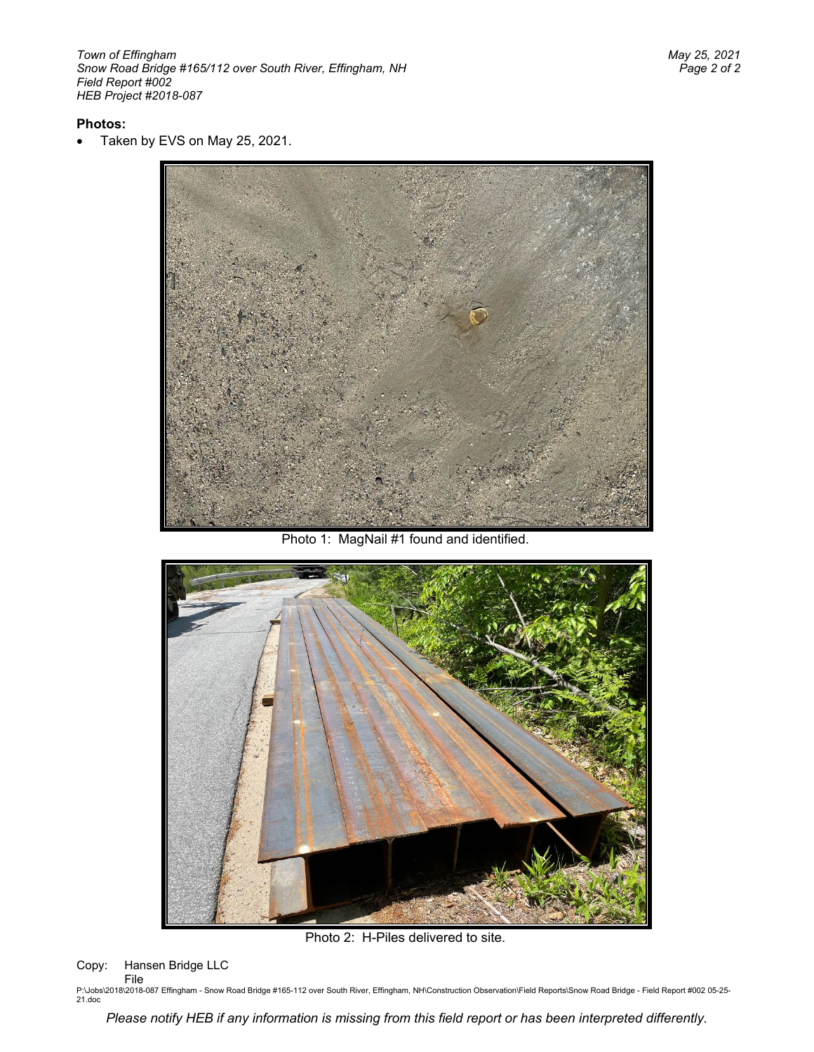**Photos:**

- Taken by EVS on May 25, 2021.

Photo 1: MagNail #1 found and identified.

Photo 2: H-Piles delivered to site.

Copy: Hansen Bridge LLC
File

P:\Jobs\2018\2018-087 Effingham - Snow Road Bridge #165-112 over South River, Effingham, NH\Construction Observation\Field Reports\Snow Road Bridge - Field Report #002 05-25-21.doc

*Please notify HEB if any information is missing from this field report or has been interpreted differently.*